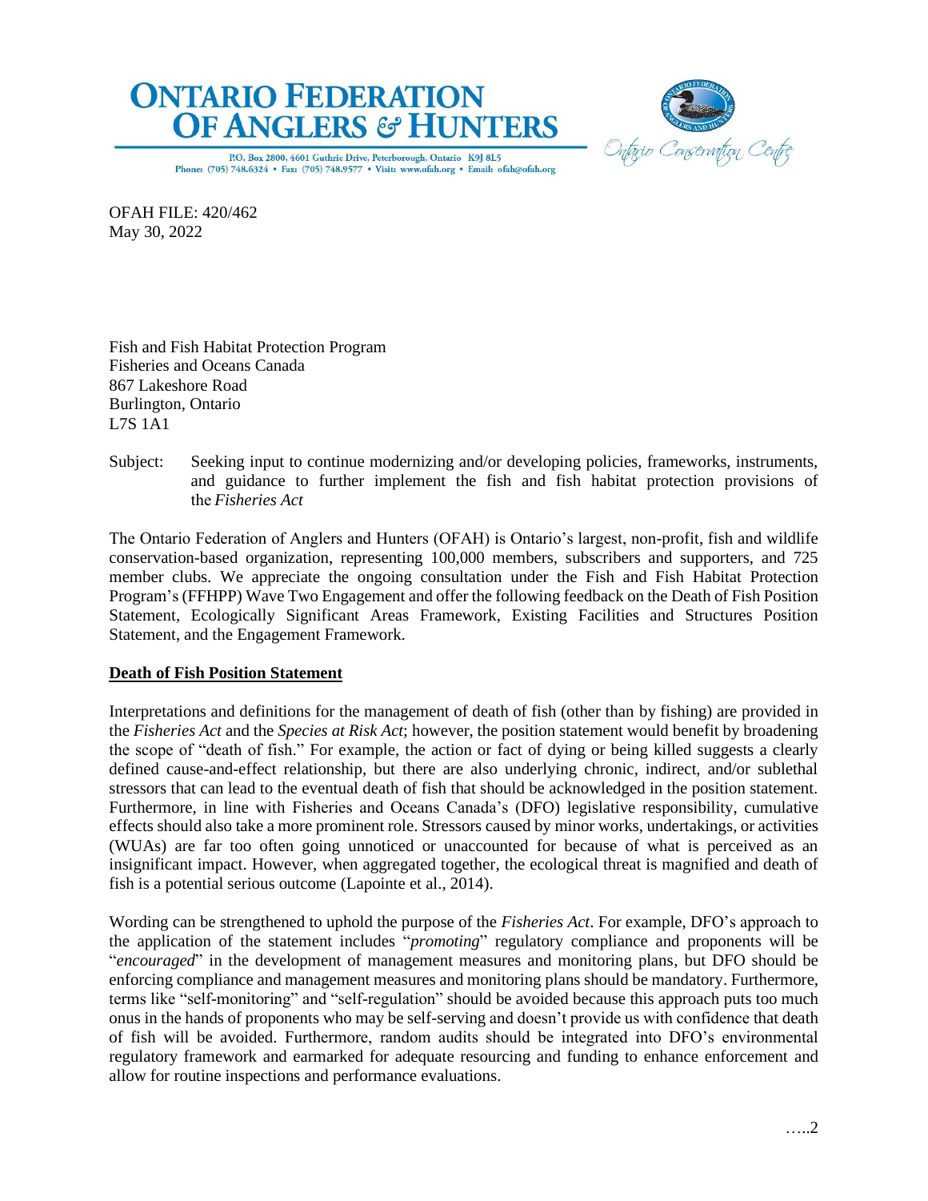# ONTARIO FEDERATION OF ANGLERS & HUNTERS

P.O. Box 2800, 4601 Guthrie Drive, Peterborough, Ontario K9J 8L5
Phone: (705) 748.6324 • Fax: (705) 748.9577 • Visit: www.ofah.org • Email: ofah@ofah.org

Ontario Conservation Centre

OFAH FILE: 420/462
May 30, 2022

Fish and Fish Habitat Protection Program
Fisheries and Oceans Canada
867 Lakeshore Road
Burlington, Ontario
L7S 1A1

Subject: Seeking input to continue modernizing and/or developing policies, frameworks, instruments, and guidance to further implement the fish and fish habitat protection provisions of the *Fisheries Act*

The Ontario Federation of Anglers and Hunters (OFAH) is Ontario's largest, non-profit, fish and wildlife conservation-based organization, representing 100,000 members, subscribers and supporters, and 725 member clubs. We appreciate the ongoing consultation under the Fish and Fish Habitat Protection Program's (FFHPP) Wave Two Engagement and offer the following feedback on the Death of Fish Position Statement, Ecologically Significant Areas Framework, Existing Facilities and Structures Position Statement, and the Engagement Framework.

## Death of Fish Position Statement

Interpretations and definitions for the management of death of fish (other than by fishing) are provided in the *Fisheries Act* and the *Species at Risk Act*; however, the position statement would benefit by broadening the scope of "death of fish." For example, the action or fact of dying or being killed suggests a clearly defined cause-and-effect relationship, but there are also underlying chronic, indirect, and/or sublethal stressors that can lead to the eventual death of fish that should be acknowledged in the position statement. Furthermore, in line with Fisheries and Oceans Canada's (DFO) legislative responsibility, cumulative effects should also take a more prominent role. Stressors caused by minor works, undertakings, or activities (WUAs) are far too often going unnoticed or unaccounted for because of what is perceived as an insignificant impact. However, when aggregated together, the ecological threat is magnified and death of fish is a potential serious outcome (Lapointe et al., 2014).

Wording can be strengthened to uphold the purpose of the *Fisheries Act*. For example, DFO's approach to the application of the statement includes "*promoting*" regulatory compliance and proponents will be "*encouraged*" in the development of management measures and monitoring plans, but DFO should be enforcing compliance and management measures and monitoring plans should be mandatory. Furthermore, terms like "self-monitoring" and "self-regulation" should be avoided because this approach puts too much onus in the hands of proponents who may be self-serving and doesn't provide us with confidence that death of fish will be avoided. Furthermore, random audits should be integrated into DFO's environmental regulatory framework and earmarked for adequate resourcing and funding to enhance enforcement and allow for routine inspections and performance evaluations.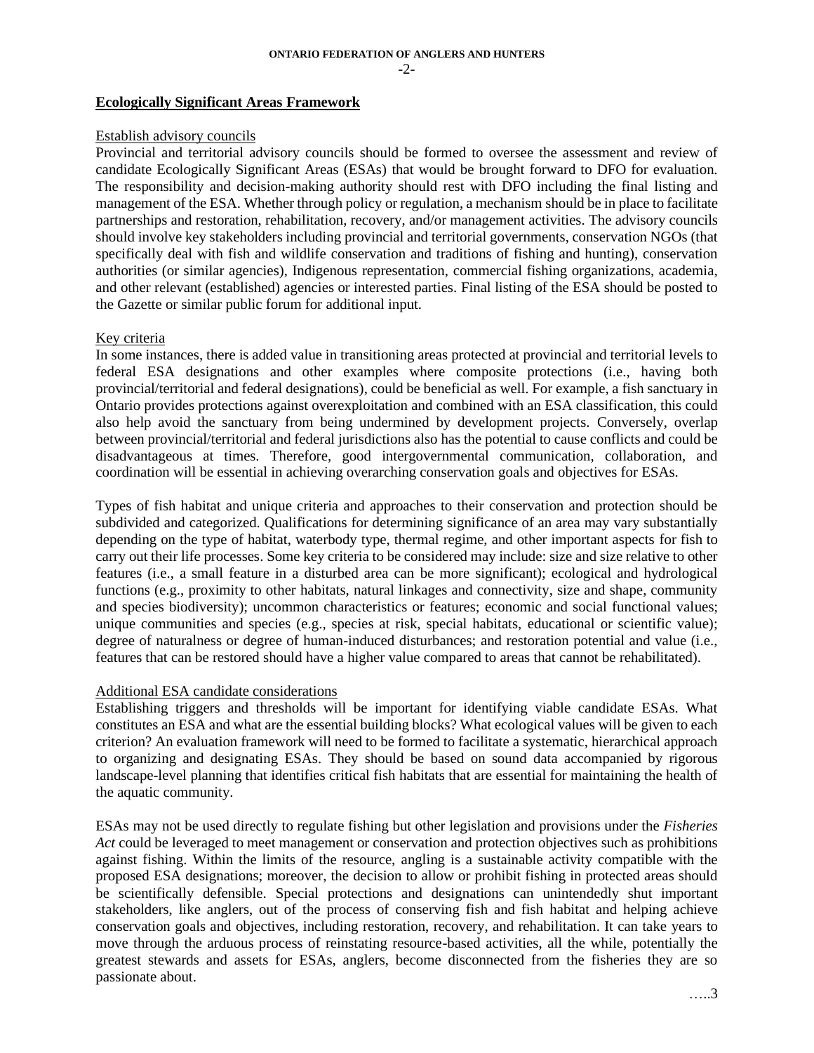## Ecologically Significant Areas Framework

### Establish advisory councils

Provincial and territorial advisory councils should be formed to oversee the assessment and review of candidate Ecologically Significant Areas (ESAs) that would be brought forward to DFO for evaluation. The responsibility and decision-making authority should rest with DFO including the final listing and management of the ESA. Whether through policy or regulation, a mechanism should be in place to facilitate partnerships and restoration, rehabilitation, recovery, and/or management activities. The advisory councils should involve key stakeholders including provincial and territorial governments, conservation NGOs (that specifically deal with fish and wildlife conservation and traditions of fishing and hunting), conservation authorities (or similar agencies), Indigenous representation, commercial fishing organizations, academia, and other relevant (established) agencies or interested parties. Final listing of the ESA should be posted to the Gazette or similar public forum for additional input.

### Key criteria

In some instances, there is added value in transitioning areas protected at provincial and territorial levels to federal ESA designations and other examples where composite protections (i.e., having both provincial/territorial and federal designations), could be beneficial as well. For example, a fish sanctuary in Ontario provides protections against overexploitation and combined with an ESA classification, this could also help avoid the sanctuary from being undermined by development projects. Conversely, overlap between provincial/territorial and federal jurisdictions also has the potential to cause conflicts and could be disadvantageous at times. Therefore, good intergovernmental communication, collaboration, and coordination will be essential in achieving overarching conservation goals and objectives for ESAs.

Types of fish habitat and unique criteria and approaches to their conservation and protection should be subdivided and categorized. Qualifications for determining significance of an area may vary substantially depending on the type of habitat, waterbody type, thermal regime, and other important aspects for fish to carry out their life processes. Some key criteria to be considered may include: size and size relative to other features (i.e., a small feature in a disturbed area can be more significant); ecological and hydrological functions (e.g., proximity to other habitats, natural linkages and connectivity, size and shape, community and species biodiversity); uncommon characteristics or features; economic and social functional values; unique communities and species (e.g., species at risk, special habitats, educational or scientific value); degree of naturalness or degree of human-induced disturbances; and restoration potential and value (i.e., features that can be restored should have a higher value compared to areas that cannot be rehabilitated).

### Additional ESA candidate considerations

Establishing triggers and thresholds will be important for identifying viable candidate ESAs. What constitutes an ESA and what are the essential building blocks? What ecological values will be given to each criterion? An evaluation framework will need to be formed to facilitate a systematic, hierarchical approach to organizing and designating ESAs. They should be based on sound data accompanied by rigorous landscape-level planning that identifies critical fish habitats that are essential for maintaining the health of the aquatic community.

ESAs may not be used directly to regulate fishing but other legislation and provisions under the *Fisheries Act* could be leveraged to meet management or conservation and protection objectives such as prohibitions against fishing. Within the limits of the resource, angling is a sustainable activity compatible with the proposed ESA designations; moreover, the decision to allow or prohibit fishing in protected areas should be scientifically defensible. Special protections and designations can unintendedly shut important stakeholders, like anglers, out of the process of conserving fish and fish habitat and helping achieve conservation goals and objectives, including restoration, recovery, and rehabilitation. It can take years to move through the arduous process of reinstating resource-based activities, all the while, potentially the greatest stewards and assets for ESAs, anglers, become disconnected from the fisheries they are so passionate about.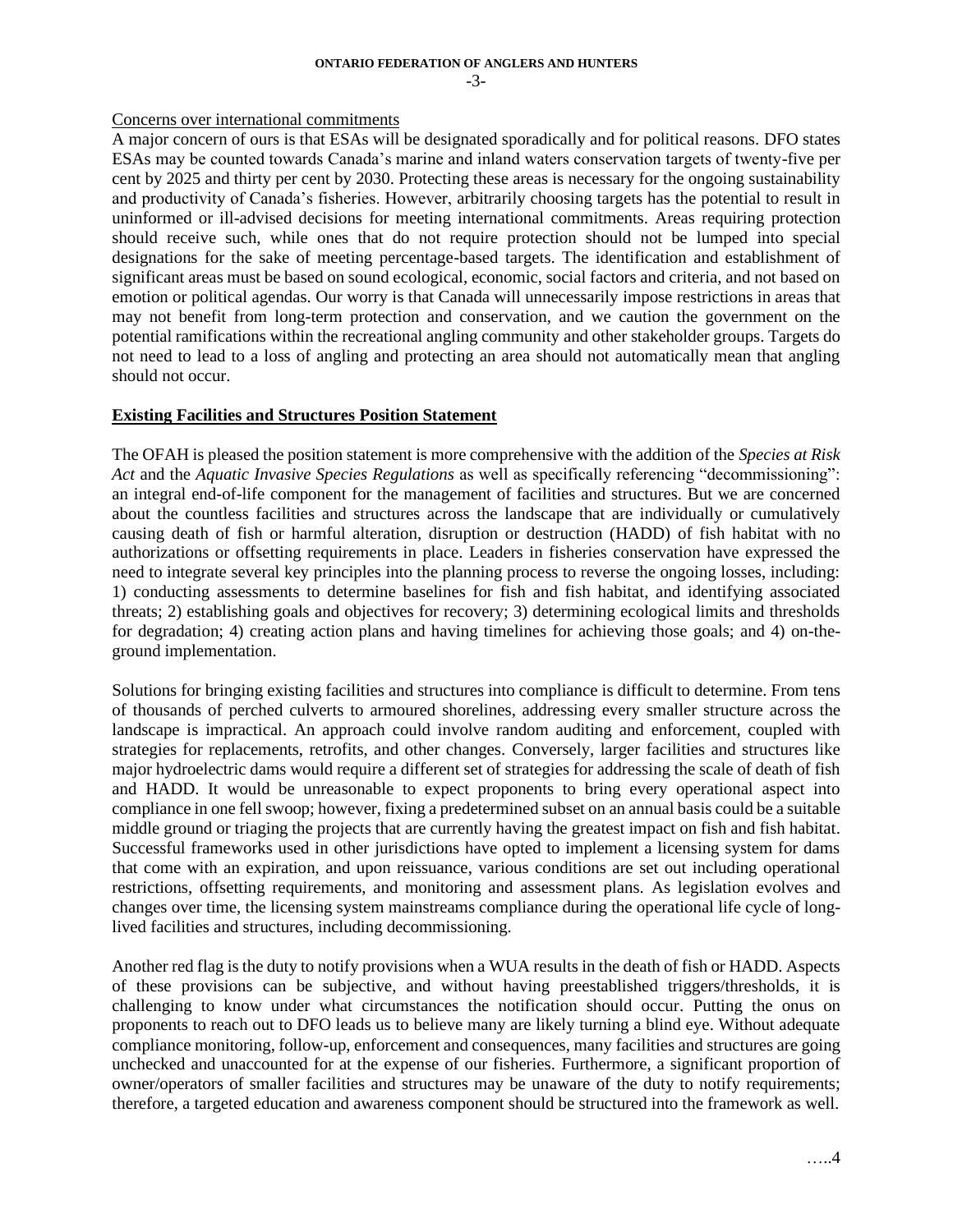Concerns over international commitments

A major concern of ours is that ESAs will be designated sporadically and for political reasons. DFO states ESAs may be counted towards Canada's marine and inland waters conservation targets of twenty-five per cent by 2025 and thirty per cent by 2030. Protecting these areas is necessary for the ongoing sustainability and productivity of Canada's fisheries. However, arbitrarily choosing targets has the potential to result in uninformed or ill-advised decisions for meeting international commitments. Areas requiring protection should receive such, while ones that do not require protection should not be lumped into special designations for the sake of meeting percentage-based targets. The identification and establishment of significant areas must be based on sound ecological, economic, social factors and criteria, and not based on emotion or political agendas. Our worry is that Canada will unnecessarily impose restrictions in areas that may not benefit from long-term protection and conservation, and we caution the government on the potential ramifications within the recreational angling community and other stakeholder groups. Targets do not need to lead to a loss of angling and protecting an area should not automatically mean that angling should not occur.

## Existing Facilities and Structures Position Statement

The OFAH is pleased the position statement is more comprehensive with the addition of the *Species at Risk Act* and the *Aquatic Invasive Species Regulations* as well as specifically referencing "decommissioning": an integral end-of-life component for the management of facilities and structures. But we are concerned about the countless facilities and structures across the landscape that are individually or cumulatively causing death of fish or harmful alteration, disruption or destruction (HADD) of fish habitat with no authorizations or offsetting requirements in place. Leaders in fisheries conservation have expressed the need to integrate several key principles into the planning process to reverse the ongoing losses, including: 1) conducting assessments to determine baselines for fish and fish habitat, and identifying associated threats; 2) establishing goals and objectives for recovery; 3) determining ecological limits and thresholds for degradation; 4) creating action plans and having timelines for achieving those goals; and 4) on-the-ground implementation.

Solutions for bringing existing facilities and structures into compliance is difficult to determine. From tens of thousands of perched culverts to armoured shorelines, addressing every smaller structure across the landscape is impractical. An approach could involve random auditing and enforcement, coupled with strategies for replacements, retrofits, and other changes. Conversely, larger facilities and structures like major hydroelectric dams would require a different set of strategies for addressing the scale of death of fish and HADD. It would be unreasonable to expect proponents to bring every operational aspect into compliance in one fell swoop; however, fixing a predetermined subset on an annual basis could be a suitable middle ground or triaging the projects that are currently having the greatest impact on fish and fish habitat. Successful frameworks used in other jurisdictions have opted to implement a licensing system for dams that come with an expiration, and upon reissuance, various conditions are set out including operational restrictions, offsetting requirements, and monitoring and assessment plans. As legislation evolves and changes over time, the licensing system mainstreams compliance during the operational life cycle of long-lived facilities and structures, including decommissioning.

Another red flag is the duty to notify provisions when a WUA results in the death of fish or HADD. Aspects of these provisions can be subjective, and without having preestablished triggers/thresholds, it is challenging to know under what circumstances the notification should occur. Putting the onus on proponents to reach out to DFO leads us to believe many are likely turning a blind eye. Without adequate compliance monitoring, follow-up, enforcement and consequences, many facilities and structures are going unchecked and unaccounted for at the expense of our fisheries. Furthermore, a significant proportion of owner/operators of smaller facilities and structures may be unaware of the duty to notify requirements; therefore, a targeted education and awareness component should be structured into the framework as well.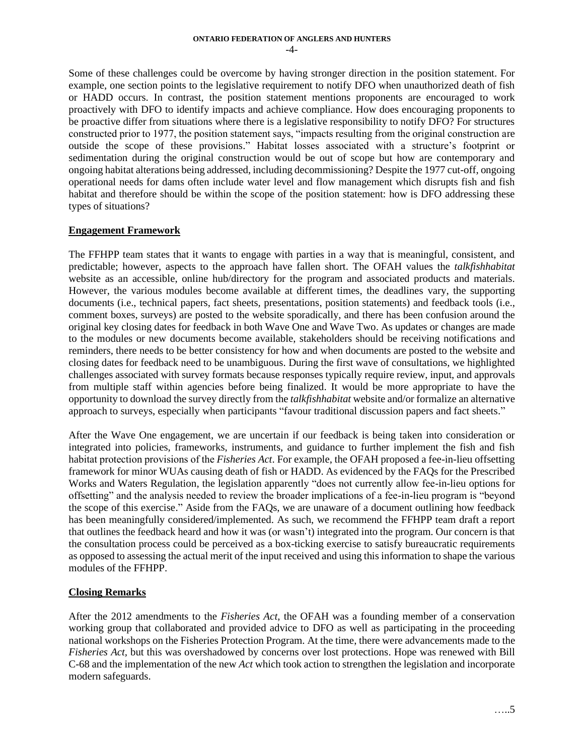Some of these challenges could be overcome by having stronger direction in the position statement. For example, one section points to the legislative requirement to notify DFO when unauthorized death of fish or HADD occurs. In contrast, the position statement mentions proponents are encouraged to work proactively with DFO to identify impacts and achieve compliance. How does encouraging proponents to be proactive differ from situations where there is a legislative responsibility to notify DFO? For structures constructed prior to 1977, the position statement says, "impacts resulting from the original construction are outside the scope of these provisions." Habitat losses associated with a structure's footprint or sedimentation during the original construction would be out of scope but how are contemporary and ongoing habitat alterations being addressed, including decommissioning? Despite the 1977 cut-off, ongoing operational needs for dams often include water level and flow management which disrupts fish and fish habitat and therefore should be within the scope of the position statement: how is DFO addressing these types of situations?

## Engagement Framework

The FFHPP team states that it wants to engage with parties in a way that is meaningful, consistent, and predictable; however, aspects to the approach have fallen short. The OFAH values the *talkfishhabitat* website as an accessible, online hub/directory for the program and associated products and materials. However, the various modules become available at different times, the deadlines vary, the supporting documents (i.e., technical papers, fact sheets, presentations, position statements) and feedback tools (i.e., comment boxes, surveys) are posted to the website sporadically, and there has been confusion around the original key closing dates for feedback in both Wave One and Wave Two. As updates or changes are made to the modules or new documents become available, stakeholders should be receiving notifications and reminders, there needs to be better consistency for how and when documents are posted to the website and closing dates for feedback need to be unambiguous. During the first wave of consultations, we highlighted challenges associated with survey formats because responses typically require review, input, and approvals from multiple staff within agencies before being finalized. It would be more appropriate to have the opportunity to download the survey directly from the *talkfishhabitat* website and/or formalize an alternative approach to surveys, especially when participants "favour traditional discussion papers and fact sheets."

After the Wave One engagement, we are uncertain if our feedback is being taken into consideration or integrated into policies, frameworks, instruments, and guidance to further implement the fish and fish habitat protection provisions of the *Fisheries Act*. For example, the OFAH proposed a fee-in-lieu offsetting framework for minor WUAs causing death of fish or HADD. As evidenced by the FAQs for the Prescribed Works and Waters Regulation, the legislation apparently "does not currently allow fee-in-lieu options for offsetting" and the analysis needed to review the broader implications of a fee-in-lieu program is "beyond the scope of this exercise." Aside from the FAQs, we are unaware of a document outlining how feedback has been meaningfully considered/implemented. As such, we recommend the FFHPP team draft a report that outlines the feedback heard and how it was (or wasn't) integrated into the program. Our concern is that the consultation process could be perceived as a box-ticking exercise to satisfy bureaucratic requirements as opposed to assessing the actual merit of the input received and using this information to shape the various modules of the FFHPP.

## Closing Remarks

After the 2012 amendments to the *Fisheries Act*, the OFAH was a founding member of a conservation working group that collaborated and provided advice to DFO as well as participating in the proceeding national workshops on the Fisheries Protection Program. At the time, there were advancements made to the *Fisheries Act*, but this was overshadowed by concerns over lost protections. Hope was renewed with Bill C-68 and the implementation of the new *Act* which took action to strengthen the legislation and incorporate modern safeguards.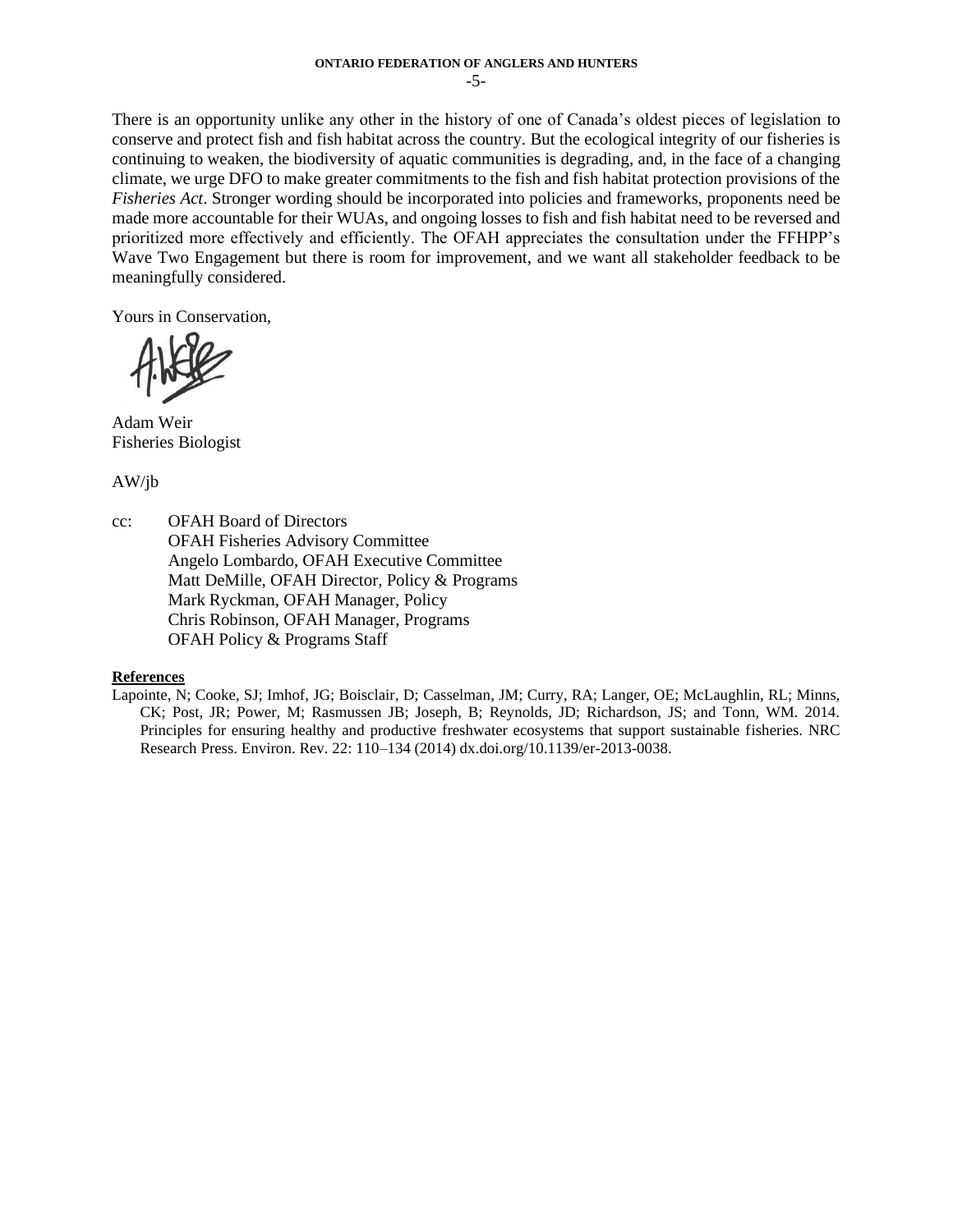There is an opportunity unlike any other in the history of one of Canada's oldest pieces of legislation to conserve and protect fish and fish habitat across the country. But the ecological integrity of our fisheries is continuing to weaken, the biodiversity of aquatic communities is degrading, and, in the face of a changing climate, we urge DFO to make greater commitments to the fish and fish habitat protection provisions of the *Fisheries Act*. Stronger wording should be incorporated into policies and frameworks, proponents need be made more accountable for their WUAs, and ongoing losses to fish and fish habitat need to be reversed and prioritized more effectively and efficiently. The OFAH appreciates the consultation under the FFHPP's Wave Two Engagement but there is room for improvement, and we want all stakeholder feedback to be meaningfully considered.

Yours in Conservation,

Adam Weir
Fisheries Biologist

AW/jb

cc: OFAH Board of Directors
OFAH Fisheries Advisory Committee
Angelo Lombardo, OFAH Executive Committee
Matt DeMille, OFAH Director, Policy & Programs
Mark Ryckman, OFAH Manager, Policy
Chris Robinson, OFAH Manager, Programs
OFAH Policy & Programs Staff

**References**

Lapointe, N; Cooke, SJ; Imhof, JG; Boisclair, D; Casselman, JM; Curry, RA; Langer, OE; McLaughlin, RL; Minns, CK; Post, JR; Power, M; Rasmussen JB; Joseph, B; Reynolds, JD; Richardson, JS; and Tonn, WM. 2014. Principles for ensuring healthy and productive freshwater ecosystems that support sustainable fisheries. NRC Research Press. Environ. Rev. 22: 110–134 (2014) dx.doi.org/10.1139/er-2013-0038.